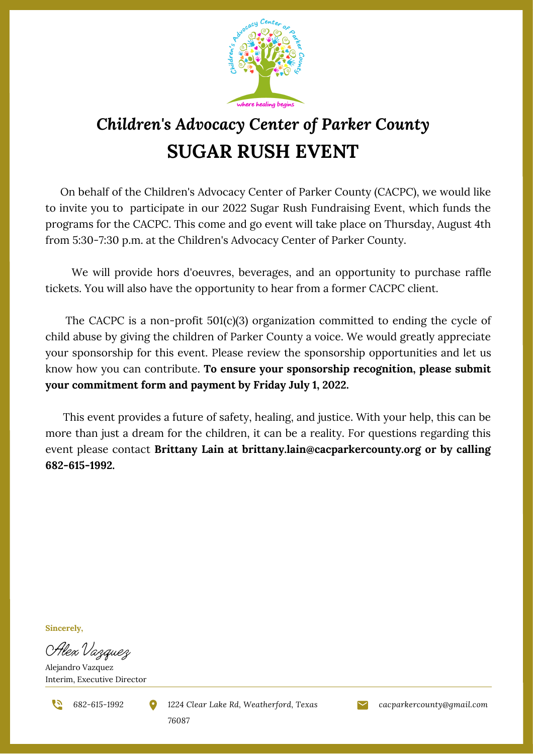# *Children's Advocacy Center of Parker County*

## SUGAR RUSH EVENT

On behalf of the Children's Advocacy Center of Parker County (CACPC), we would like to invite you to participate in our 2022 Sugar Rush Fundraising Event, which funds the programs for the CACPC. This come and go event will take place on Thursday, August 4th from 5:30-7:30 p.m. at the Children's Advocacy Center of Parker County.

We will provide hors d'oeuvres, beverages, and an opportunity to purchase raffle tickets. You will also have the opportunity to hear from a former CACPC client.

The CACPC is a non-profit 501(c)(3) organization committed to ending the cycle of child abuse by giving the children of Parker County a voice. We would greatly appreciate your sponsorship for this event. Please review the sponsorship opportunities and let us know how you can contribute. **To ensure your sponsorship recognition, please submit your commitment form and payment by Friday July 1, 2022.**

This event provides a future of safety, healing, and justice. With your help, this can be more than just a dream for the children, it can be a reality. For questions regarding this event please contact **Brittany Lain at brittany.lain@cacparkercounty.org or by calling 682-615-1992.**

**Sincerely,**

*Alex Vazquez*

Alejandro Vazquez
Interim, Executive Director

682-615-1992 | *1224 Clear Lake Rd, Weatherford, Texas 76087* | *cacparkercounty@gmail.com*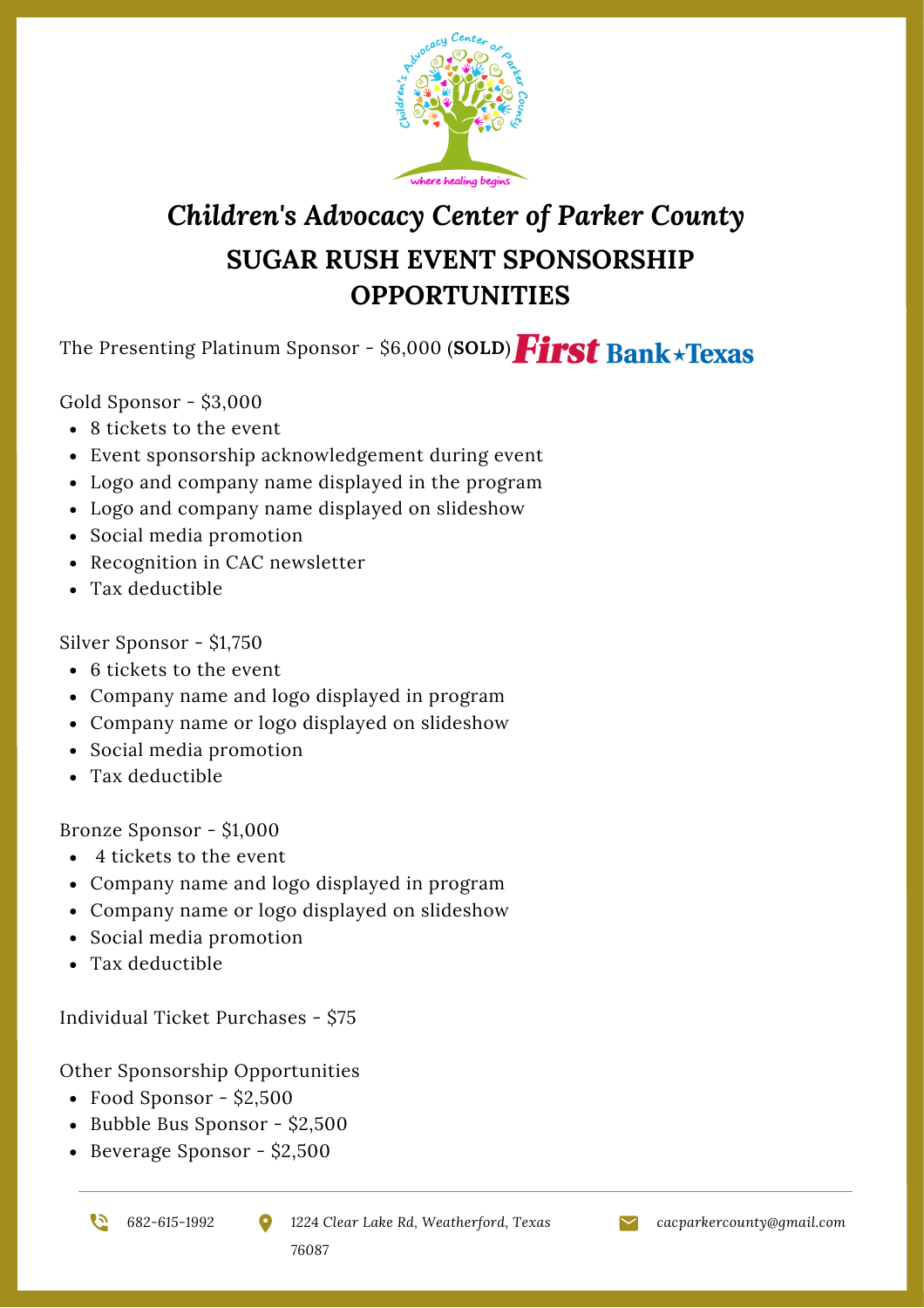# *Children's Advocacy Center of Parker County*

## SUGAR RUSH EVENT SPONSORSHIP OPPORTUNITIES

The Presenting Platinum Sponsor - $6,000 (**SOLD**) First Bank Texas

Gold Sponsor - $3,000

- 8 tickets to the event
- Event sponsorship acknowledgement during event
- Logo and company name displayed in the program
- Logo and company name displayed on slideshow
- Social media promotion
- Recognition in CAC newsletter
- Tax deductible

Silver Sponsor - $1,750

- 6 tickets to the event
- Company name and logo displayed in program
- Company name or logo displayed on slideshow
- Social media promotion
- Tax deductible

Bronze Sponsor - $1,000

- 4 tickets to the event
- Company name and logo displayed in program
- Company name or logo displayed on slideshow
- Social media promotion
- Tax deductible

Individual Ticket Purchases - $75

Other Sponsorship Opportunities

- Food Sponsor - $2,500
- Bubble Bus Sponsor - $2,500
- Beverage Sponsor - $2,500

682-615-1992 | *1224 Clear Lake Rd, Weatherford, Texas 76087* | *cacparkercounty@gmail.com*